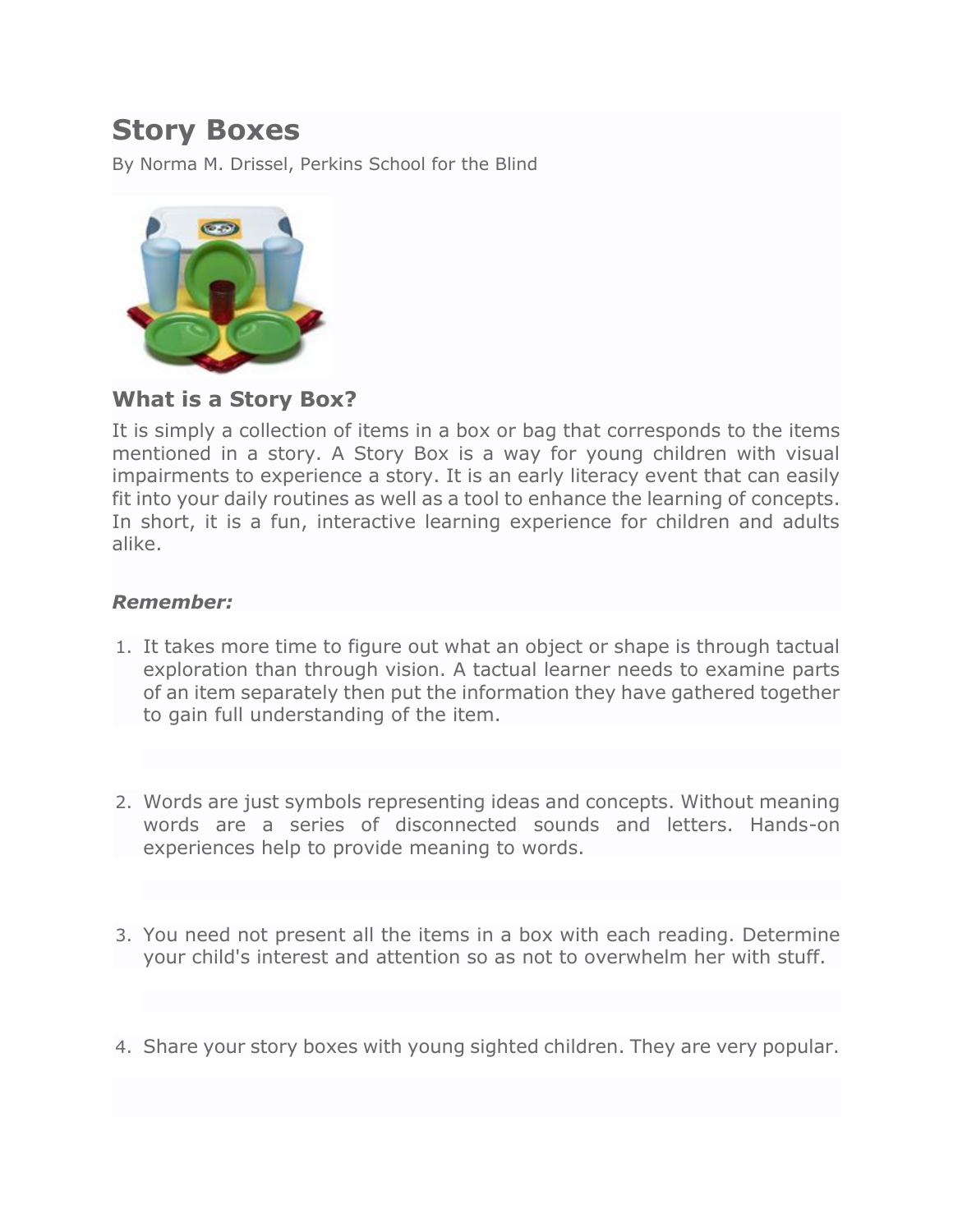# Story Boxes

By Norma M. Drissel, Perkins School for the Blind

## What is a Story Box?

It is simply a collection of items in a box or bag that corresponds to the items mentioned in a story. A Story Box is a way for young children with visual impairments to experience a story. It is an early literacy event that can easily fit into your daily routines as well as a tool to enhance the learning of concepts. In short, it is a fun, interactive learning experience for children and adults alike.

***Remember:***

1. It takes more time to figure out what an object or shape is through tactual exploration than through vision. A tactual learner needs to examine parts of an item separately then put the information they have gathered together to gain full understanding of the item.

2. Words are just symbols representing ideas and concepts. Without meaning words are a series of disconnected sounds and letters. Hands-on experiences help to provide meaning to words.

3. You need not present all the items in a box with each reading. Determine your child's interest and attention so as not to overwhelm her with stuff.

4. Share your story boxes with young sighted children. They are very popular.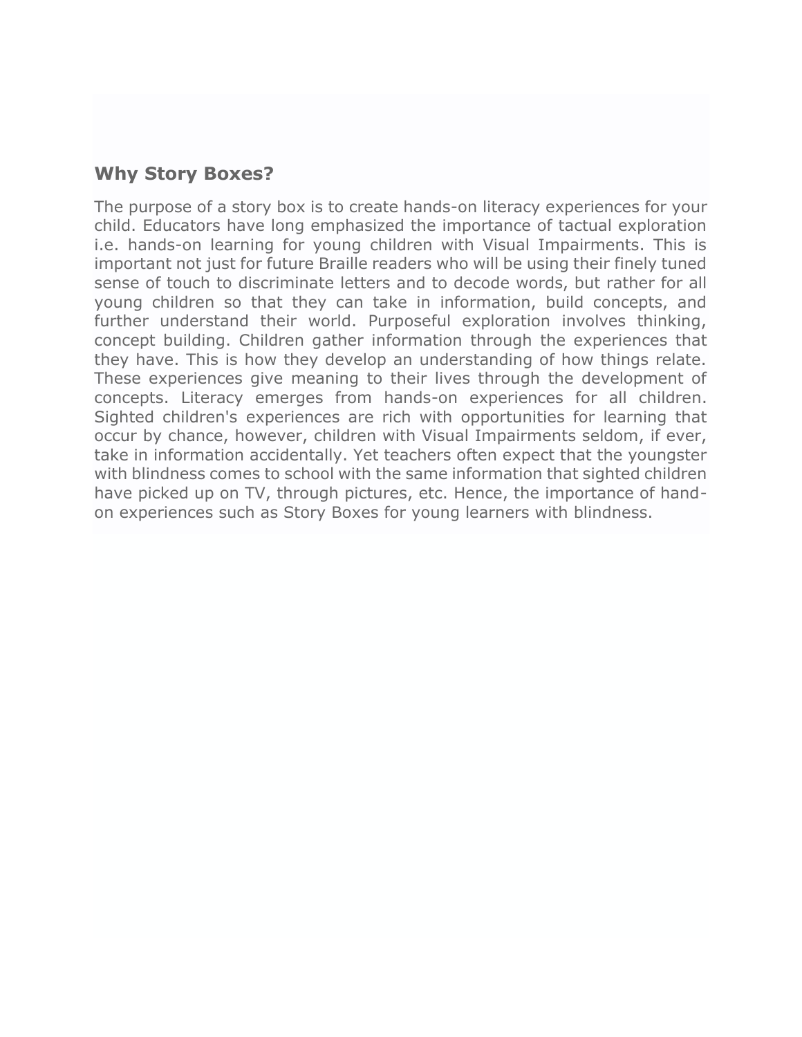## Why Story Boxes?

The purpose of a story box is to create hands-on literacy experiences for your child. Educators have long emphasized the importance of tactual exploration i.e. hands-on learning for young children with Visual Impairments. This is important not just for future Braille readers who will be using their finely tuned sense of touch to discriminate letters and to decode words, but rather for all young children so that they can take in information, build concepts, and further understand their world. Purposeful exploration involves thinking, concept building. Children gather information through the experiences that they have. This is how they develop an understanding of how things relate. These experiences give meaning to their lives through the development of concepts. Literacy emerges from hands-on experiences for all children. Sighted children's experiences are rich with opportunities for learning that occur by chance, however, children with Visual Impairments seldom, if ever, take in information accidentally. Yet teachers often expect that the youngster with blindness comes to school with the same information that sighted children have picked up on TV, through pictures, etc. Hence, the importance of hand-on experiences such as Story Boxes for young learners with blindness.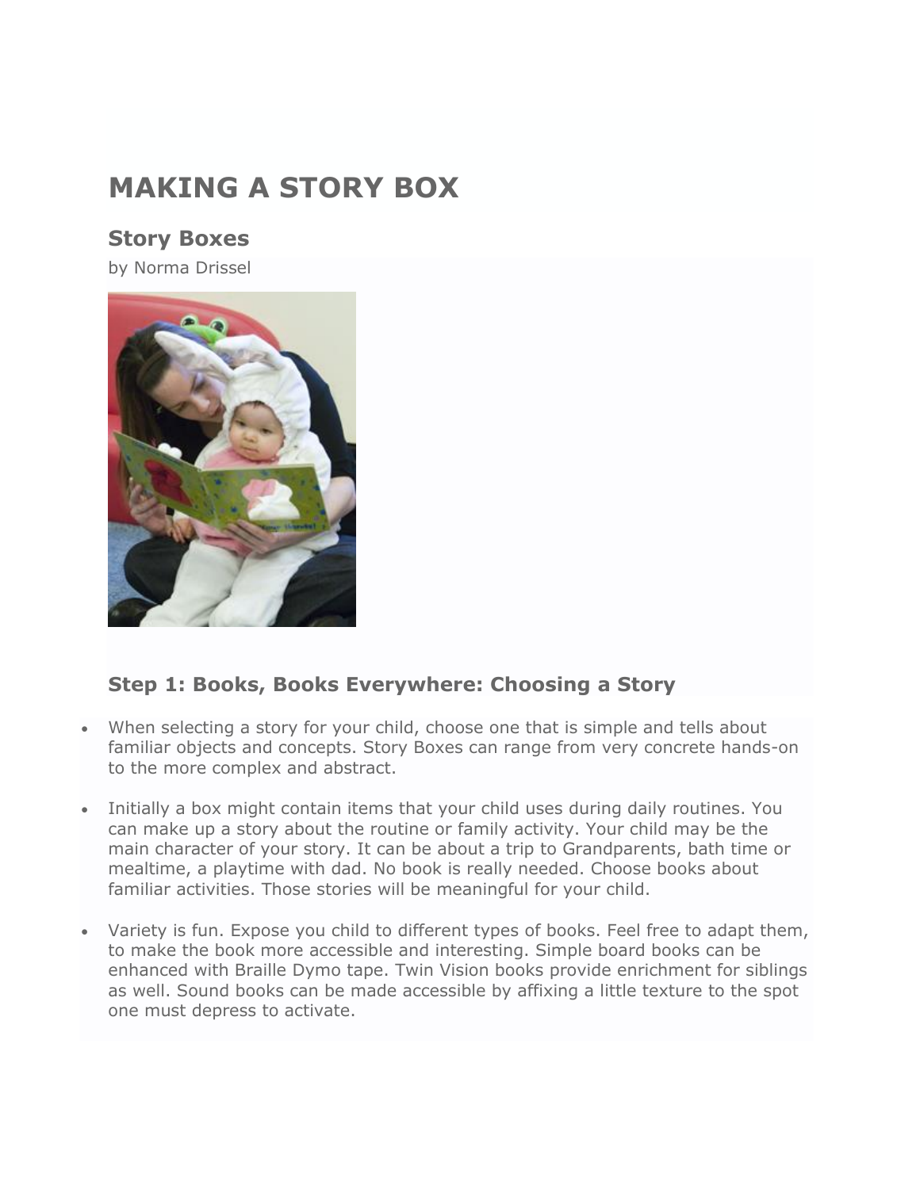# MAKING A STORY BOX

## Story Boxes

by Norma Drissel

### Step 1: Books, Books Everywhere: Choosing a Story

- When selecting a story for your child, choose one that is simple and tells about familiar objects and concepts. Story Boxes can range from very concrete hands-on to the more complex and abstract.

- Initially a box might contain items that your child uses during daily routines. You can make up a story about the routine or family activity. Your child may be the main character of your story. It can be about a trip to Grandparents, bath time or mealtime, a playtime with dad. No book is really needed. Choose books about familiar activities. Those stories will be meaningful for your child.

- Variety is fun. Expose you child to different types of books. Feel free to adapt them, to make the book more accessible and interesting. Simple board books can be enhanced with Braille Dymo tape. Twin Vision books provide enrichment for siblings as well. Sound books can be made accessible by affixing a little texture to the spot one must depress to activate.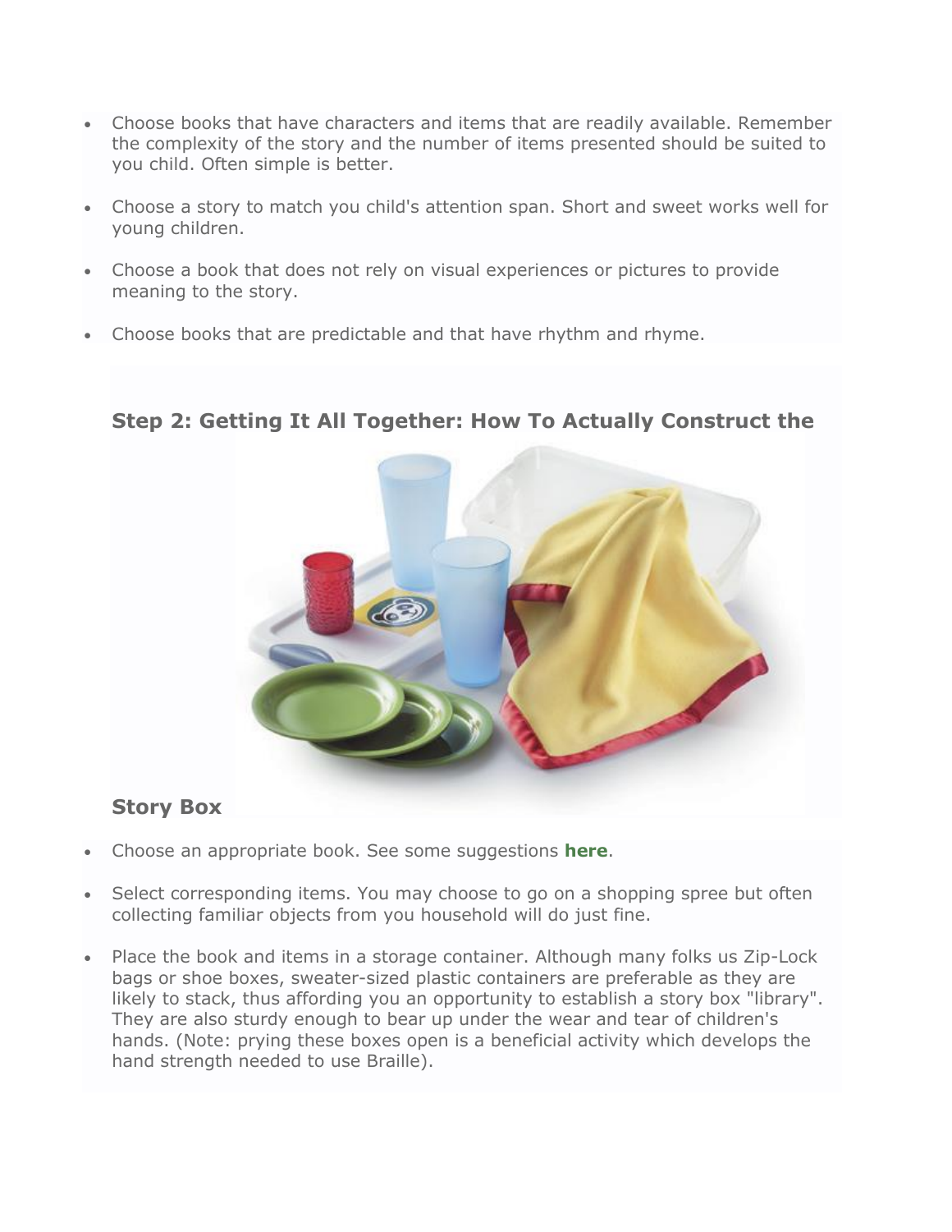- Choose books that have characters and items that are readily available. Remember the complexity of the story and the number of items presented should be suited to you child. Often simple is better.
- Choose a story to match you child's attention span. Short and sweet works well for young children.
- Choose a book that does not rely on visual experiences or pictures to provide meaning to the story.
- Choose books that are predictable and that have rhythm and rhyme.

### Step 2: Getting It All Together: How To Actually Construct the Story Box

- Choose an appropriate book. See some suggestions **here**.
- Select corresponding items. You may choose to go on a shopping spree but often collecting familiar objects from you household will do just fine.
- Place the book and items in a storage container. Although many folks us Zip-Lock bags or shoe boxes, sweater-sized plastic containers are preferable as they are likely to stack, thus affording you an opportunity to establish a story box "library". They are also sturdy enough to bear up under the wear and tear of children's hands. (Note: prying these boxes open is a beneficial activity which develops the hand strength needed to use Braille).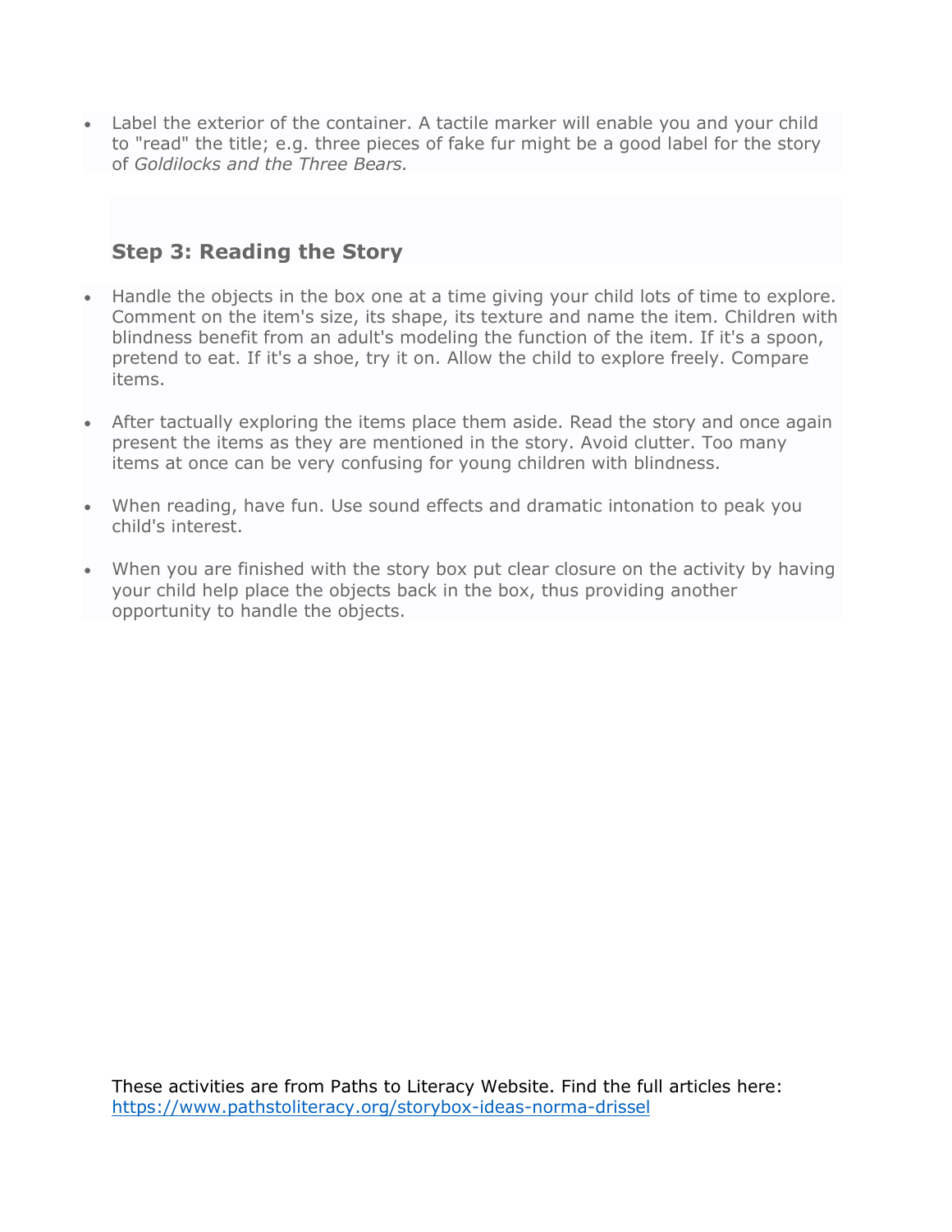- Label the exterior of the container. A tactile marker will enable you and your child to "read" the title; e.g. three pieces of fake fur might be a good label for the story of *Goldilocks and the Three Bears.*

### Step 3: Reading the Story

- Handle the objects in the box one at a time giving your child lots of time to explore. Comment on the item's size, its shape, its texture and name the item. Children with blindness benefit from an adult's modeling the function of the item. If it's a spoon, pretend to eat. If it's a shoe, try it on. Allow the child to explore freely. Compare items.
- After tactually exploring the items place them aside. Read the story and once again present the items as they are mentioned in the story. Avoid clutter. Too many items at once can be very confusing for young children with blindness.
- When reading, have fun. Use sound effects and dramatic intonation to peak you child's interest.
- When you are finished with the story box put clear closure on the activity by having your child help place the objects back in the box, thus providing another opportunity to handle the objects.

These activities are from Paths to Literacy Website. Find the full articles here: [https://www.pathstoliteracy.org/storybox-ideas-norma-drissel](https://www.pathstoliteracy.org/storybox-ideas-norma-drissel)